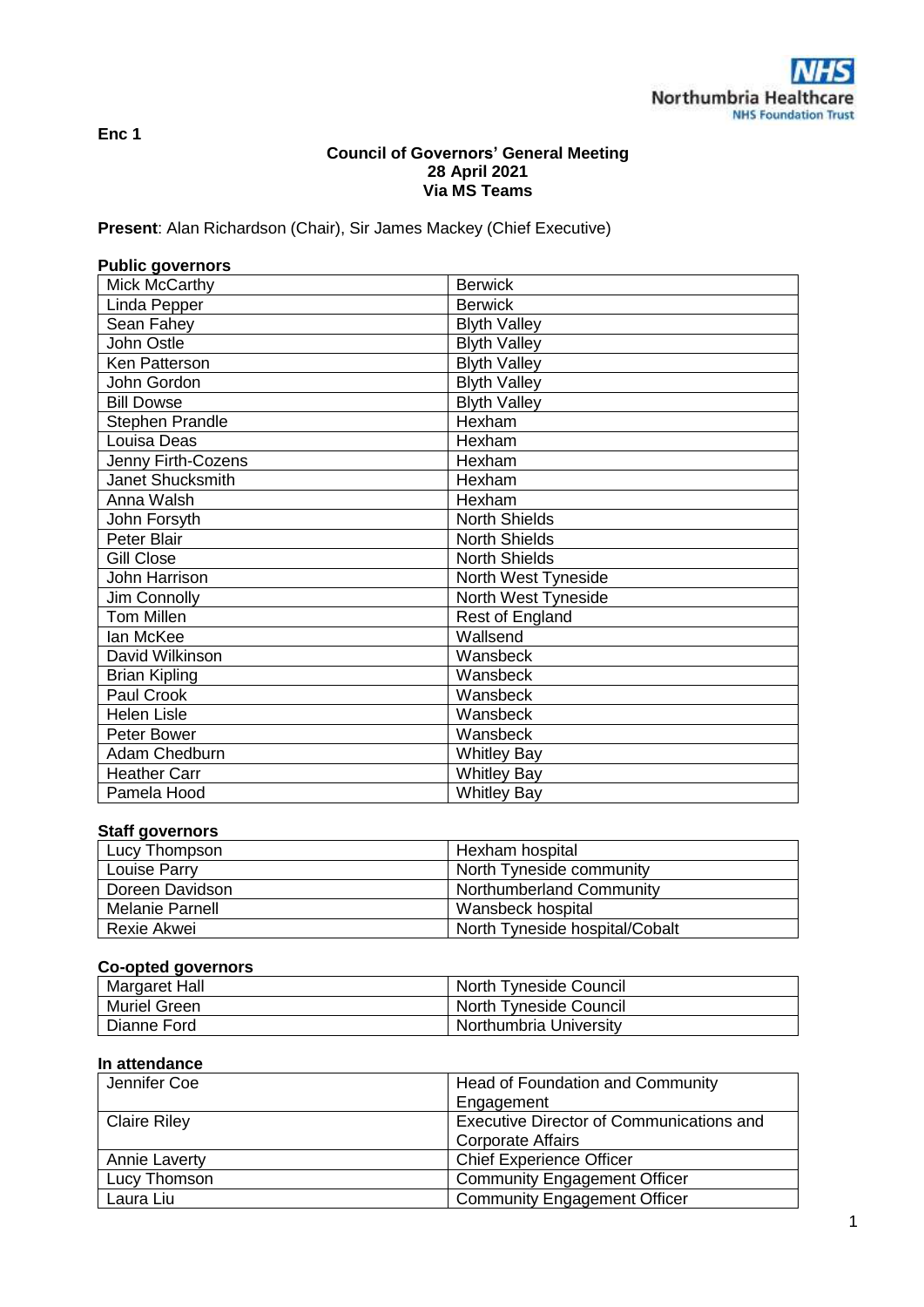Enc 1

**Council of Governors' General Meeting**
**28 April 2021**
**Via MS Teams**

**Present**: Alan Richardson (Chair), Sir James Mackey (Chief Executive)

**Public governors**

| | |
|---|---|
| Mick McCarthy | Berwick |
| Linda Pepper | Berwick |
| Sean Fahey | Blyth Valley |
| John Ostle | Blyth Valley |
| Ken Patterson | Blyth Valley |
| John Gordon | Blyth Valley |
| Bill Dowse | Blyth Valley |
| Stephen Prandle | Hexham |
| Louisa Deas | Hexham |
| Jenny Firth-Cozens | Hexham |
| Janet Shucksmith | Hexham |
| Anna Walsh | Hexham |
| John Forsyth | North Shields |
| Peter Blair | North Shields |
| Gill Close | North Shields |
| John Harrison | North West Tyneside |
| Jim Connolly | North West Tyneside |
| Tom Millen | Rest of England |
| Ian McKee | Wallsend |
| David Wilkinson | Wansbeck |
| Brian Kipling | Wansbeck |
| Paul Crook | Wansbeck |
| Helen Lisle | Wansbeck |
| Peter Bower | Wansbeck |
| Adam Chedburn | Whitley Bay |
| Heather Carr | Whitley Bay |
| Pamela Hood | Whitley Bay |

**Staff governors**

| | |
|---|---|
| Lucy Thompson | Hexham hospital |
| Louise Parry | North Tyneside community |
| Doreen Davidson | Northumberland Community |
| Melanie Parnell | Wansbeck hospital |
| Rexie Akwei | North Tyneside hospital/Cobalt |

**Co-opted governors**

| | |
|---|---|
| Margaret Hall | North Tyneside Council |
| Muriel Green | North Tyneside Council |
| Dianne Ford | Northumbria University |

**In attendance**

| | |
|---|---|
| Jennifer Coe | Head of Foundation and Community Engagement |
| Claire Riley | Executive Director of Communications and Corporate Affairs |
| Annie Laverty | Chief Experience Officer |
| Lucy Thomson | Community Engagement Officer |
| Laura Liu | Community Engagement Officer |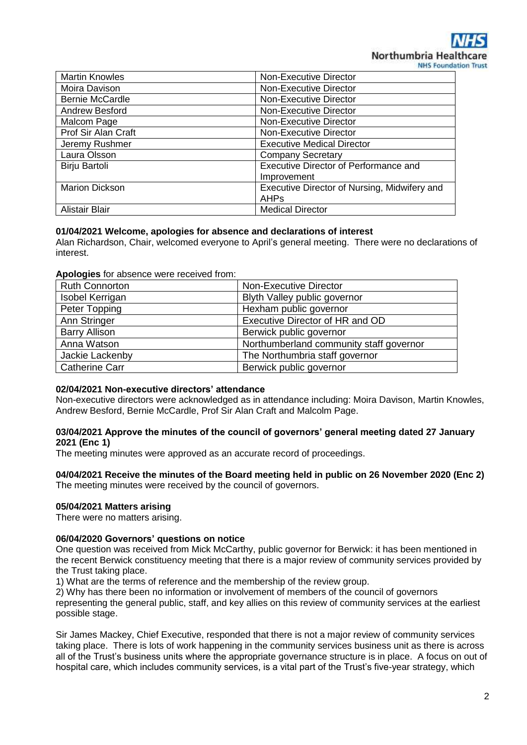| Martin Knowles | Non-Executive Director |
|---|---|
| Moira Davison | Non-Executive Director |
| Bernie McCardle | Non-Executive Director |
| Andrew Besford | Non-Executive Director |
| Malcom Page | Non-Executive Director |
| Prof Sir Alan Craft | Non-Executive Director |
| Jeremy Rushmer | Executive Medical Director |
| Laura Olsson | Company Secretary |
| Birju Bartoli | Executive Director of Performance and Improvement |
| Marion Dickson | Executive Director of Nursing, Midwifery and AHPs |
| Alistair Blair | Medical Director |

**01/04/2021 Welcome, apologies for absence and declarations of interest**

Alan Richardson, Chair, welcomed everyone to April's general meeting. There were no declarations of interest.

**Apologies** for absence were received from:

| Ruth Connorton | Non-Executive Director |
|---|---|
| Isobel Kerrigan | Blyth Valley public governor |
| Peter Topping | Hexham public governor |
| Ann Stringer | Executive Director of HR and OD |
| Barry Allison | Berwick public governor |
| Anna Watson | Northumberland community staff governor |
| Jackie Lackenby | The Northumbria staff governor |
| Catherine Carr | Berwick public governor |

**02/04/2021 Non-executive directors' attendance**

Non-executive directors were acknowledged as in attendance including: Moira Davison, Martin Knowles, Andrew Besford, Bernie McCardle, Prof Sir Alan Craft and Malcolm Page.

**03/04/2021 Approve the minutes of the council of governors' general meeting dated 27 January 2021 (Enc 1)**

The meeting minutes were approved as an accurate record of proceedings.

**04/04/2021 Receive the minutes of the Board meeting held in public on 26 November 2020 (Enc 2)**

The meeting minutes were received by the council of governors.

**05/04/2021 Matters arising**

There were no matters arising.

**06/04/2020 Governors' questions on notice**

One question was received from Mick McCarthy, public governor for Berwick: it has been mentioned in the recent Berwick constituency meeting that there is a major review of community services provided by the Trust taking place.

1) What are the terms of reference and the membership of the review group.

2) Why has there been no information or involvement of members of the council of governors representing the general public, staff, and key allies on this review of community services at the earliest possible stage.

Sir James Mackey, Chief Executive, responded that there is not a major review of community services taking place. There is lots of work happening in the community services business unit as there is across all of the Trust's business units where the appropriate governance structure is in place. A focus on out of hospital care, which includes community services, is a vital part of the Trust's five-year strategy, which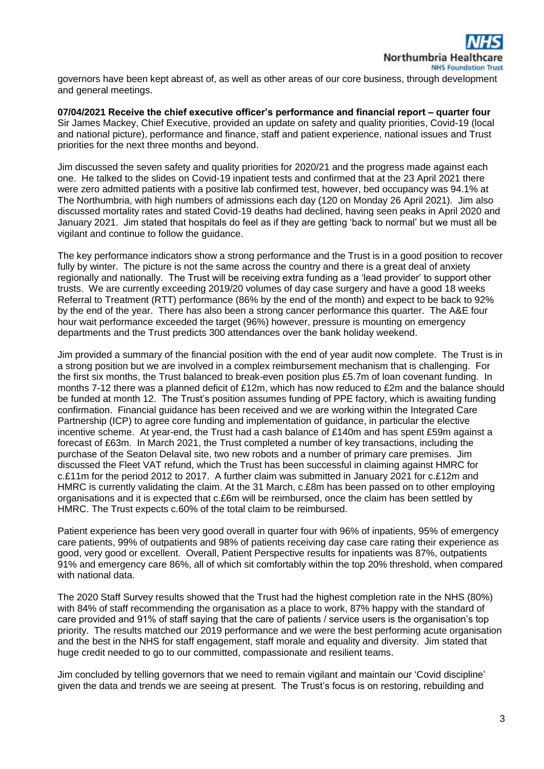governors have been kept abreast of, as well as other areas of our core business, through development and general meetings.

**07/04/2021 Receive the chief executive officer's performance and financial report – quarter four**
Sir James Mackey, Chief Executive, provided an update on safety and quality priorities, Covid-19 (local and national picture), performance and finance, staff and patient experience, national issues and Trust priorities for the next three months and beyond.

Jim discussed the seven safety and quality priorities for 2020/21 and the progress made against each one. He talked to the slides on Covid-19 inpatient tests and confirmed that at the 23 April 2021 there were zero admitted patients with a positive lab confirmed test, however, bed occupancy was 94.1% at The Northumbria, with high numbers of admissions each day (120 on Monday 26 April 2021). Jim also discussed mortality rates and stated Covid-19 deaths had declined, having seen peaks in April 2020 and January 2021. Jim stated that hospitals do feel as if they are getting 'back to normal' but we must all be vigilant and continue to follow the guidance.

The key performance indicators show a strong performance and the Trust is in a good position to recover fully by winter. The picture is not the same across the country and there is a great deal of anxiety regionally and nationally. The Trust will be receiving extra funding as a 'lead provider' to support other trusts. We are currently exceeding 2019/20 volumes of day case surgery and have a good 18 weeks Referral to Treatment (RTT) performance (86% by the end of the month) and expect to be back to 92% by the end of the year. There has also been a strong cancer performance this quarter. The A&E four hour wait performance exceeded the target (96%) however, pressure is mounting on emergency departments and the Trust predicts 300 attendances over the bank holiday weekend.

Jim provided a summary of the financial position with the end of year audit now complete. The Trust is in a strong position but we are involved in a complex reimbursement mechanism that is challenging. For the first six months, the Trust balanced to break-even position plus £5.7m of loan covenant funding. In months 7-12 there was a planned deficit of £12m, which has now reduced to £2m and the balance should be funded at month 12. The Trust's position assumes funding of PPE factory, which is awaiting funding confirmation. Financial guidance has been received and we are working within the Integrated Care Partnership (ICP) to agree core funding and implementation of guidance, in particular the elective incentive scheme. At year-end, the Trust had a cash balance of £140m and has spent £59m against a forecast of £63m. In March 2021, the Trust completed a number of key transactions, including the purchase of the Seaton Delaval site, two new robots and a number of primary care premises. Jim discussed the Fleet VAT refund, which the Trust has been successful in claiming against HMRC for c.£11m for the period 2012 to 2017. A further claim was submitted in January 2021 for c.£12m and HMRC is currently validating the claim. At the 31 March, c.£8m has been passed on to other employing organisations and it is expected that c.£6m will be reimbursed, once the claim has been settled by HMRC. The Trust expects c.60% of the total claim to be reimbursed.

Patient experience has been very good overall in quarter four with 96% of inpatients, 95% of emergency care patients, 99% of outpatients and 98% of patients receiving day case care rating their experience as good, very good or excellent. Overall, Patient Perspective results for inpatients was 87%, outpatients 91% and emergency care 86%, all of which sit comfortably within the top 20% threshold, when compared with national data.

The 2020 Staff Survey results showed that the Trust had the highest completion rate in the NHS (80%) with 84% of staff recommending the organisation as a place to work, 87% happy with the standard of care provided and 91% of staff saying that the care of patients / service users is the organisation's top priority. The results matched our 2019 performance and we were the best performing acute organisation and the best in the NHS for staff engagement, staff morale and equality and diversity. Jim stated that huge credit needed to go to our committed, compassionate and resilient teams.

Jim concluded by telling governors that we need to remain vigilant and maintain our 'Covid discipline' given the data and trends we are seeing at present. The Trust's focus is on restoring, rebuilding and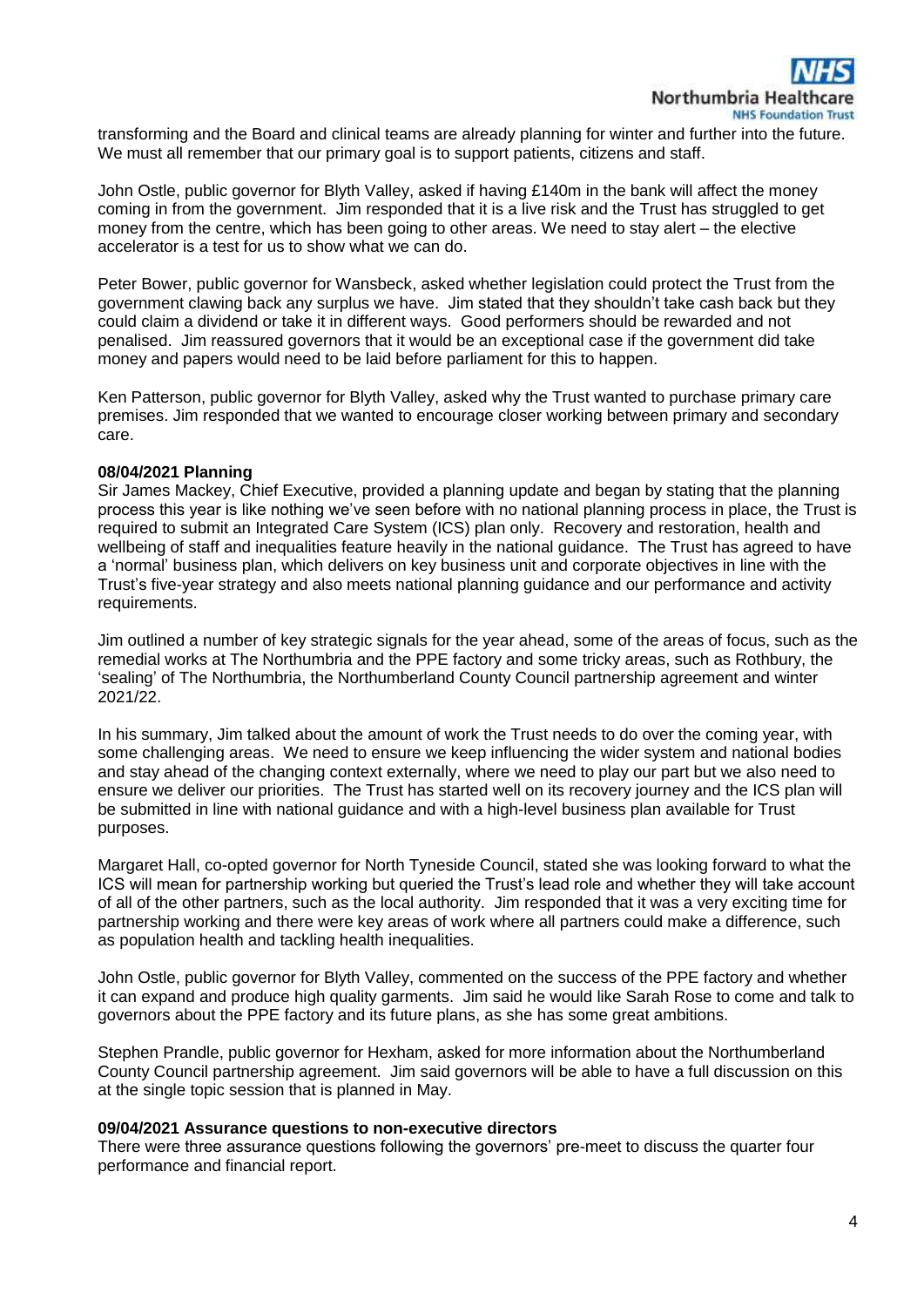transforming and the Board and clinical teams are already planning for winter and further into the future. We must all remember that our primary goal is to support patients, citizens and staff.

John Ostle, public governor for Blyth Valley, asked if having £140m in the bank will affect the money coming in from the government. Jim responded that it is a live risk and the Trust has struggled to get money from the centre, which has been going to other areas. We need to stay alert – the elective accelerator is a test for us to show what we can do.

Peter Bower, public governor for Wansbeck, asked whether legislation could protect the Trust from the government clawing back any surplus we have. Jim stated that they shouldn't take cash back but they could claim a dividend or take it in different ways. Good performers should be rewarded and not penalised. Jim reassured governors that it would be an exceptional case if the government did take money and papers would need to be laid before parliament for this to happen.

Ken Patterson, public governor for Blyth Valley, asked why the Trust wanted to purchase primary care premises. Jim responded that we wanted to encourage closer working between primary and secondary care.

**08/04/2021 Planning**

Sir James Mackey, Chief Executive, provided a planning update and began by stating that the planning process this year is like nothing we've seen before with no national planning process in place, the Trust is required to submit an Integrated Care System (ICS) plan only. Recovery and restoration, health and wellbeing of staff and inequalities feature heavily in the national guidance. The Trust has agreed to have a 'normal' business plan, which delivers on key business unit and corporate objectives in line with the Trust's five-year strategy and also meets national planning guidance and our performance and activity requirements.

Jim outlined a number of key strategic signals for the year ahead, some of the areas of focus, such as the remedial works at The Northumbria and the PPE factory and some tricky areas, such as Rothbury, the 'sealing' of The Northumbria, the Northumberland County Council partnership agreement and winter 2021/22.

In his summary, Jim talked about the amount of work the Trust needs to do over the coming year, with some challenging areas. We need to ensure we keep influencing the wider system and national bodies and stay ahead of the changing context externally, where we need to play our part but we also need to ensure we deliver our priorities. The Trust has started well on its recovery journey and the ICS plan will be submitted in line with national guidance and with a high-level business plan available for Trust purposes.

Margaret Hall, co-opted governor for North Tyneside Council, stated she was looking forward to what the ICS will mean for partnership working but queried the Trust's lead role and whether they will take account of all of the other partners, such as the local authority. Jim responded that it was a very exciting time for partnership working and there were key areas of work where all partners could make a difference, such as population health and tackling health inequalities.

John Ostle, public governor for Blyth Valley, commented on the success of the PPE factory and whether it can expand and produce high quality garments. Jim said he would like Sarah Rose to come and talk to governors about the PPE factory and its future plans, as she has some great ambitions.

Stephen Prandle, public governor for Hexham, asked for more information about the Northumberland County Council partnership agreement. Jim said governors will be able to have a full discussion on this at the single topic session that is planned in May.

**09/04/2021 Assurance questions to non-executive directors**

There were three assurance questions following the governors' pre-meet to discuss the quarter four performance and financial report.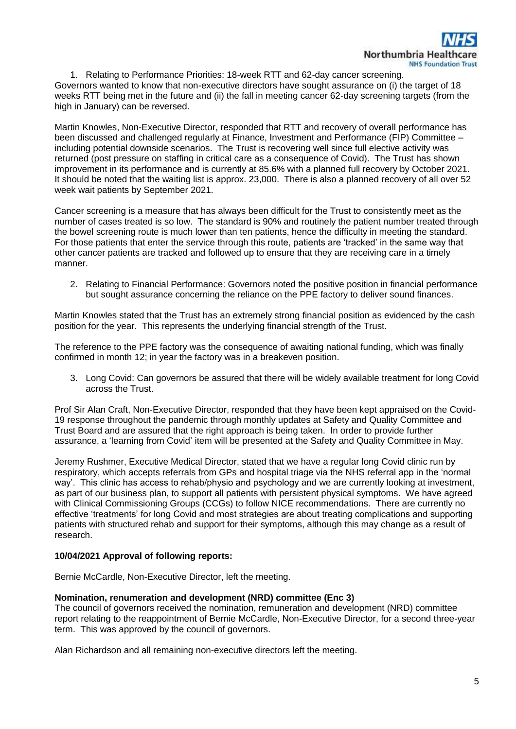1. Relating to Performance Priorities: 18-week RTT and 62-day cancer screening.

Governors wanted to know that non-executive directors have sought assurance on (i) the target of 18 weeks RTT being met in the future and (ii) the fall in meeting cancer 62-day screening targets (from the high in January) can be reversed.

Martin Knowles, Non-Executive Director, responded that RTT and recovery of overall performance has been discussed and challenged regularly at Finance, Investment and Performance (FIP) Committee – including potential downside scenarios. The Trust is recovering well since full elective activity was returned (post pressure on staffing in critical care as a consequence of Covid). The Trust has shown improvement in its performance and is currently at 85.6% with a planned full recovery by October 2021. It should be noted that the waiting list is approx. 23,000. There is also a planned recovery of all over 52 week wait patients by September 2021.

Cancer screening is a measure that has always been difficult for the Trust to consistently meet as the number of cases treated is so low. The standard is 90% and routinely the patient number treated through the bowel screening route is much lower than ten patients, hence the difficulty in meeting the standard. For those patients that enter the service through this route, patients are 'tracked' in the same way that other cancer patients are tracked and followed up to ensure that they are receiving care in a timely manner.

2. Relating to Financial Performance: Governors noted the positive position in financial performance but sought assurance concerning the reliance on the PPE factory to deliver sound finances.

Martin Knowles stated that the Trust has an extremely strong financial position as evidenced by the cash position for the year. This represents the underlying financial strength of the Trust.

The reference to the PPE factory was the consequence of awaiting national funding, which was finally confirmed in month 12; in year the factory was in a breakeven position.

3. Long Covid: Can governors be assured that there will be widely available treatment for long Covid across the Trust.

Prof Sir Alan Craft, Non-Executive Director, responded that they have been kept appraised on the Covid-19 response throughout the pandemic through monthly updates at Safety and Quality Committee and Trust Board and are assured that the right approach is being taken. In order to provide further assurance, a 'learning from Covid' item will be presented at the Safety and Quality Committee in May.

Jeremy Rushmer, Executive Medical Director, stated that we have a regular long Covid clinic run by respiratory, which accepts referrals from GPs and hospital triage via the NHS referral app in the 'normal way'. This clinic has access to rehab/physio and psychology and we are currently looking at investment, as part of our business plan, to support all patients with persistent physical symptoms. We have agreed with Clinical Commissioning Groups (CCGs) to follow NICE recommendations. There are currently no effective 'treatments' for long Covid and most strategies are about treating complications and supporting patients with structured rehab and support for their symptoms, although this may change as a result of research.

**10/04/2021 Approval of following reports:**

Bernie McCardle, Non-Executive Director, left the meeting.

**Nomination, renumeration and development (NRD) committee (Enc 3)**

The council of governors received the nomination, remuneration and development (NRD) committee report relating to the reappointment of Bernie McCardle, Non-Executive Director, for a second three-year term. This was approved by the council of governors.

Alan Richardson and all remaining non-executive directors left the meeting.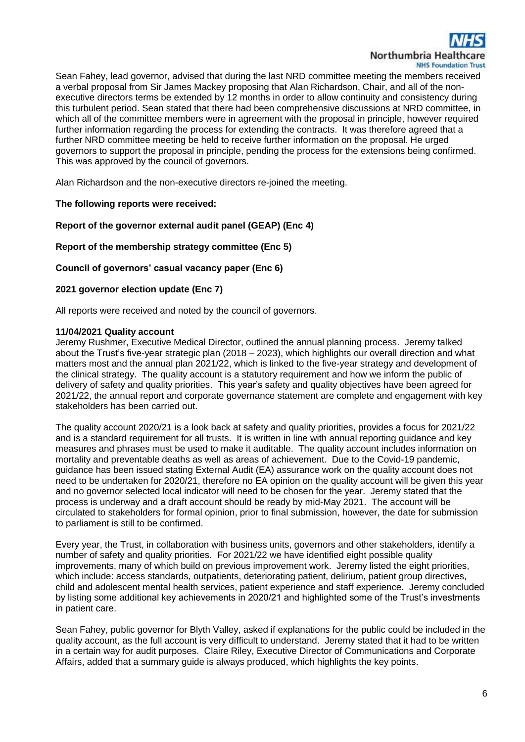Sean Fahey, lead governor, advised that during the last NRD committee meeting the members received a verbal proposal from Sir James Mackey proposing that Alan Richardson, Chair, and all of the non-executive directors terms be extended by 12 months in order to allow continuity and consistency during this turbulent period. Sean stated that there had been comprehensive discussions at NRD committee, in which all of the committee members were in agreement with the proposal in principle, however required further information regarding the process for extending the contracts. It was therefore agreed that a further NRD committee meeting be held to receive further information on the proposal. He urged governors to support the proposal in principle, pending the process for the extensions being confirmed. This was approved by the council of governors.

Alan Richardson and the non-executive directors re-joined the meeting.

**The following reports were received:**

**Report of the governor external audit panel (GEAP) (Enc 4)**

**Report of the membership strategy committee (Enc 5)**

**Council of governors' casual vacancy paper (Enc 6)**

**2021 governor election update (Enc 7)**

All reports were received and noted by the council of governors.

**11/04/2021 Quality account**

Jeremy Rushmer, Executive Medical Director, outlined the annual planning process. Jeremy talked about the Trust's five-year strategic plan (2018 – 2023), which highlights our overall direction and what matters most and the annual plan 2021/22, which is linked to the five-year strategy and development of the clinical strategy. The quality account is a statutory requirement and how we inform the public of delivery of safety and quality priorities. This year's safety and quality objectives have been agreed for 2021/22, the annual report and corporate governance statement are complete and engagement with key stakeholders has been carried out.

The quality account 2020/21 is a look back at safety and quality priorities, provides a focus for 2021/22 and is a standard requirement for all trusts. It is written in line with annual reporting guidance and key measures and phrases must be used to make it auditable. The quality account includes information on mortality and preventable deaths as well as areas of achievement. Due to the Covid-19 pandemic, guidance has been issued stating External Audit (EA) assurance work on the quality account does not need to be undertaken for 2020/21, therefore no EA opinion on the quality account will be given this year and no governor selected local indicator will need to be chosen for the year. Jeremy stated that the process is underway and a draft account should be ready by mid-May 2021. The account will be circulated to stakeholders for formal opinion, prior to final submission, however, the date for submission to parliament is still to be confirmed.

Every year, the Trust, in collaboration with business units, governors and other stakeholders, identify a number of safety and quality priorities. For 2021/22 we have identified eight possible quality improvements, many of which build on previous improvement work. Jeremy listed the eight priorities, which include: access standards, outpatients, deteriorating patient, delirium, patient group directives, child and adolescent mental health services, patient experience and staff experience. Jeremy concluded by listing some additional key achievements in 2020/21 and highlighted some of the Trust's investments in patient care.

Sean Fahey, public governor for Blyth Valley, asked if explanations for the public could be included in the quality account, as the full account is very difficult to understand. Jeremy stated that it had to be written in a certain way for audit purposes. Claire Riley, Executive Director of Communications and Corporate Affairs, added that a summary guide is always produced, which highlights the key points.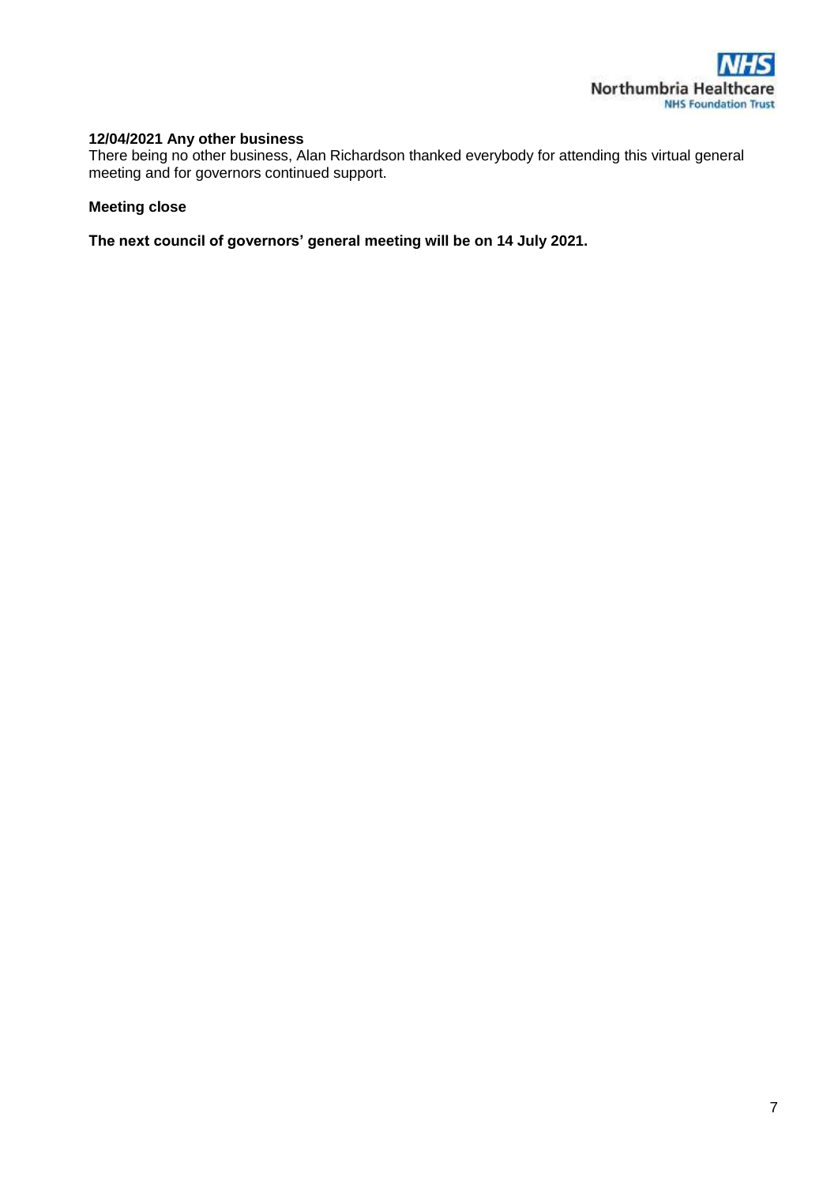**12/04/2021 Any other business**

There being no other business, Alan Richardson thanked everybody for attending this virtual general meeting and for governors continued support.

**Meeting close**

**The next council of governors' general meeting will be on 14 July 2021.**